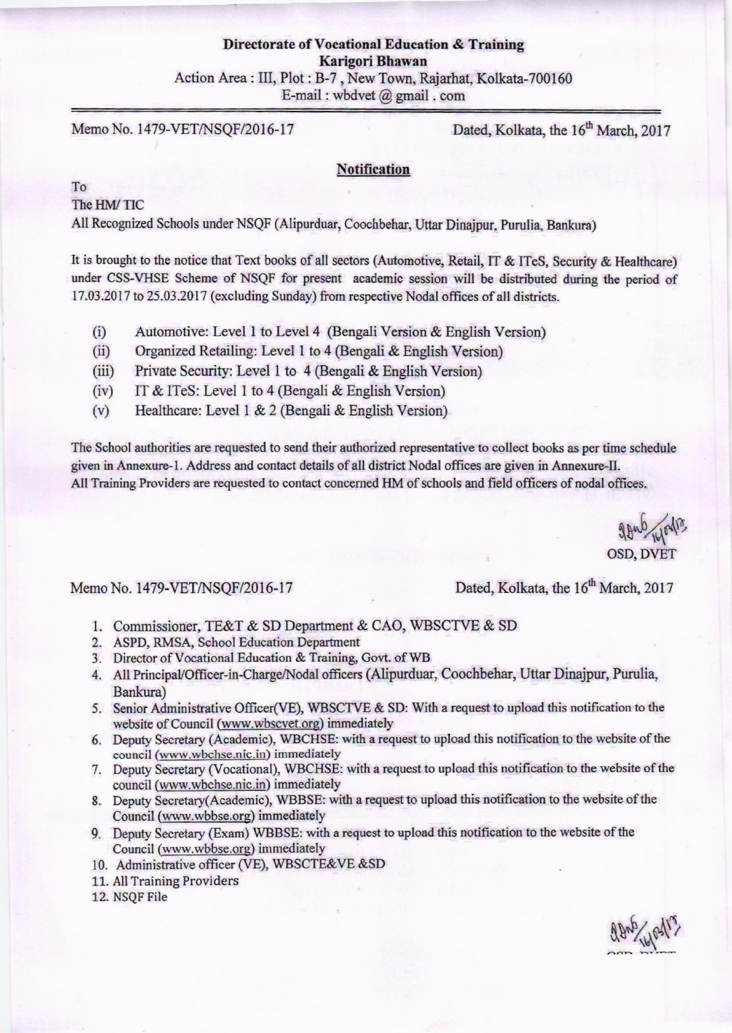**Directorate of Vocational Education & Training**
**Karigori Bhawan**
Action Area : III, Plot : B-7 , New Town, Rajarhat, Kolkata-700160
E-mail : wbdvet @ gmail . com

Memo No. 1479-VET/NSQF/2016-17 Dated, Kolkata, the 16th March, 2017

## Notification

To
The HM/ TIC
All Recognized Schools under NSQF (Alipurduar, Coochbehar, Uttar Dinajpur, Purulia, Bankura)

It is brought to the notice that Text books of all sectors (Automotive, Retail, IT & ITeS, Security & Healthcare) under CSS-VHSE Scheme of NSQF for present academic session will be distributed during the period of 17.03.2017 to 25.03.2017 (excluding Sunday) from respective Nodal offices of all districts.

(i) Automotive: Level 1 to Level 4 (Bengali Version & English Version)
(ii) Organized Retailing: Level 1 to 4 (Bengali & English Version)
(iii) Private Security: Level 1 to 4 (Bengali & English Version)
(iv) IT & ITeS: Level 1 to 4 (Bengali & English Version)
(v) Healthcare: Level 1 & 2 (Bengali & English Version)

The School authorities are requested to send their authorized representative to collect books as per time schedule given in Annexure-1. Address and contact details of all district Nodal offices are given in Annexure-II.
All Training Providers are requested to contact concerned HM of schools and field officers of nodal offices.

OSD, DVET

Memo No. 1479-VET/NSQF/2016-17 Dated, Kolkata, the 16th March, 2017

1. Commissioner, TE&T & SD Department & CAO, WBSCTVE & SD
2. ASPD, RMSA, School Education Department
3. Director of Vocational Education & Training, Govt. of WB
4. All Principal/Officer-in-Charge/Nodal officers (Alipurduar, Coochbehar, Uttar Dinajpur, Purulia, Bankura)
5. Senior Administrative Officer(VE), WBSCTVE & SD: With a request to upload this notification to the website of Council (www.wbscvet.org) immediately
6. Deputy Secretary (Academic), WBCHSE: with a request to upload this notification to the website of the council (www.wbchse.nic.in) immediately
7. Deputy Secretary (Vocational), WBCHSE: with a request to upload this notification to the website of the council (www.wbchse.nic.in) immediately
8. Deputy Secretary(Academic), WBBSE: with a request to upload this notification to the website of the Council (www.wbbse.org) immediately
9. Deputy Secretary (Exam) WBBSE: with a request to upload this notification to the website of the Council (www.wbbse.org) immediately
10. Administrative officer (VE), WBSCTE&VE &SD
11. All Training Providers
12. NSQF File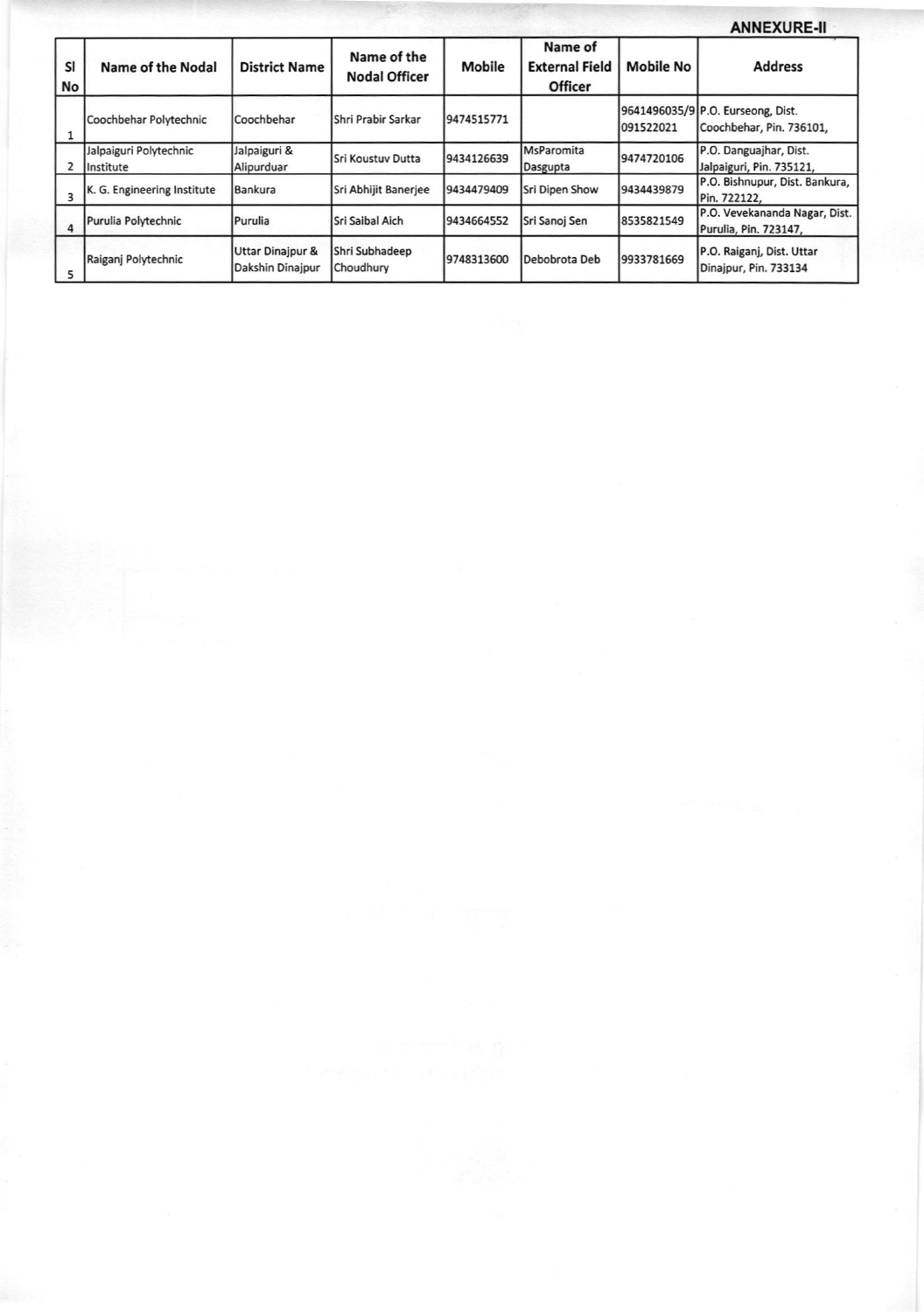**ANNEXURE-II**

| Sl No | Name of the Nodal | District Name | Name of the Nodal Officer | Mobile | Name of External Field Officer | Mobile No | Address |
|---|---|---|---|---|---|---|---|
| 1 | Coochbehar Polytechnic | Coochbehar | Shri Prabir Sarkar | 9474515771 | | 9641496035/9091522021 | P.O. Eurseong, Dist. Coochbehar, Pin. 736101, |
| 2 | Jalpaiguri Polytechnic Institute | Jalpaiguri & Alipurduar | Sri Koustuv Dutta | 9434126639 | MsParomita Dasgupta | 9474720106 | P.O. Danguajhar, Dist. Jalpaiguri, Pin. 735121, |
| 3 | K. G. Engineering Institute | Bankura | Sri Abhijit Banerjee | 9434479409 | Sri Dipen Show | 9434439879 | P.O. Bishnupur, Dist. Bankura, Pin. 722122, |
| 4 | Purulia Polytechnic | Purulia | Sri Saibal Aich | 9434664552 | Sri Sanoj Sen | 8535821549 | P.O. Vevekananda Nagar, Dist. Purulia, Pin. 723147, |
| 5 | Raiganj Polytechnic | Uttar Dinajpur & Dakshin Dinajpur | Shri Subhadeep Choudhury | 9748313600 | Debobrota Deb | 9933781669 | P.O. Raiganj, Dist. Uttar Dinajpur, Pin. 733134 |